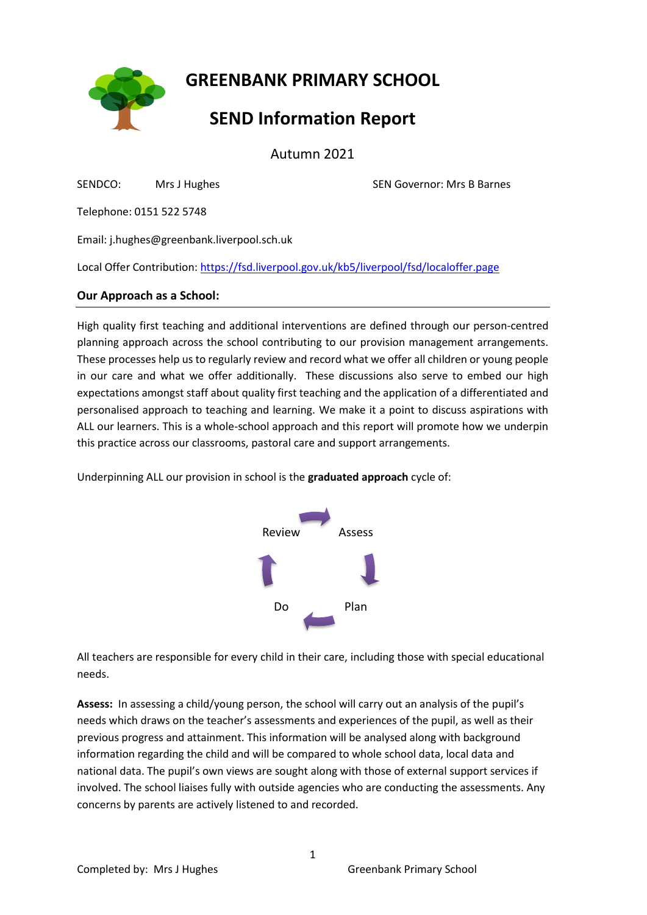# GREENBANK PRIMARY SCHOOL

## SEND Information Report

Autumn 2021

SENDCO: Mrs J Hughes

SEN Governor: Mrs B Barnes

Telephone: 0151 522 5748

Email: j.hughes@greenbank.liverpool.sch.uk

Local Offer Contribution: [https://fsd.liverpool.gov.uk/kb5/liverpool/fsd/localoffer.page](https://fsd.liverpool.gov.uk/kb5/liverpool/fsd/localoffer.page)

### Our Approach as a School:

High quality first teaching and additional interventions are defined through our person-centred planning approach across the school contributing to our provision management arrangements. These processes help us to regularly review and record what we offer all children or young people in our care and what we offer additionally. These discussions also serve to embed our high expectations amongst staff about quality first teaching and the application of a differentiated and personalised approach to teaching and learning. We make it a point to discuss aspirations with ALL our learners. This is a whole-school approach and this report will promote how we underpin this practice across our classrooms, pastoral care and support arrangements.

Underpinning ALL our provision in school is the **graduated approach** cycle of:

Assess → Plan → Do → Review

All teachers are responsible for every child in their care, including those with special educational needs.

**Assess:** In assessing a child/young person, the school will carry out an analysis of the pupil's needs which draws on the teacher's assessments and experiences of the pupil, as well as their previous progress and attainment. This information will be analysed along with background information regarding the child and will be compared to whole school data, local data and national data. The pupil's own views are sought along with those of external support services if involved. The school liaises fully with outside agencies who are conducting the assessments. Any concerns by parents are actively listened to and recorded.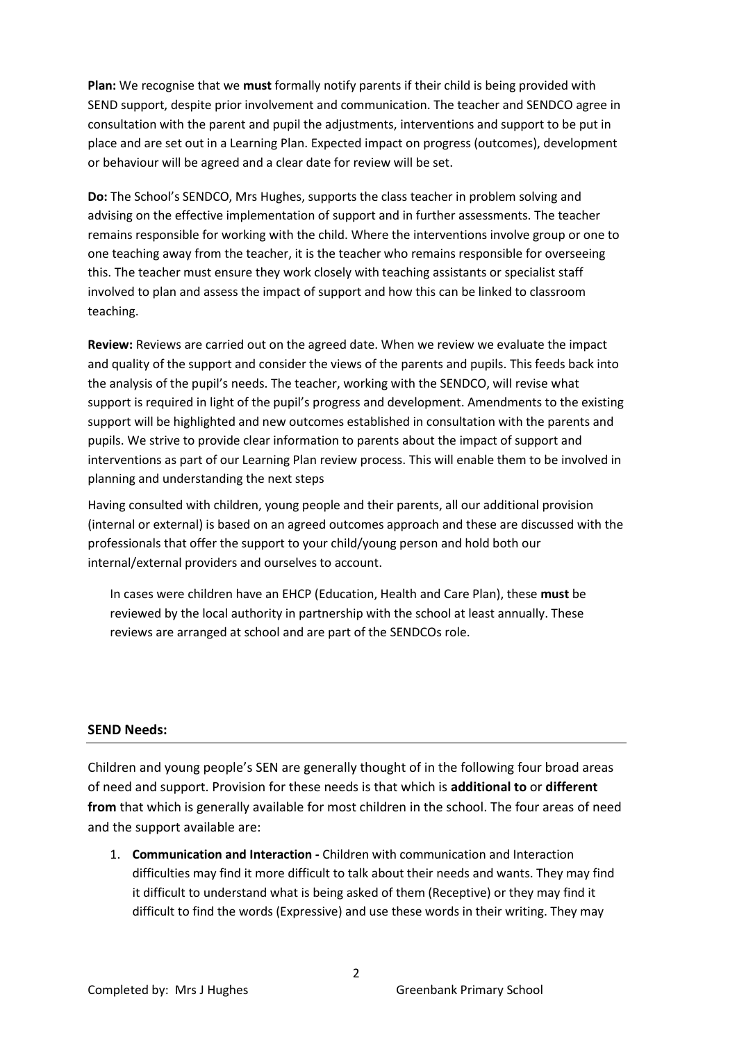**Plan:** We recognise that we **must** formally notify parents if their child is being provided with SEND support, despite prior involvement and communication. The teacher and SENDCO agree in consultation with the parent and pupil the adjustments, interventions and support to be put in place and are set out in a Learning Plan. Expected impact on progress (outcomes), development or behaviour will be agreed and a clear date for review will be set.

**Do:** The School's SENDCO, Mrs Hughes, supports the class teacher in problem solving and advising on the effective implementation of support and in further assessments. The teacher remains responsible for working with the child. Where the interventions involve group or one to one teaching away from the teacher, it is the teacher who remains responsible for overseeing this. The teacher must ensure they work closely with teaching assistants or specialist staff involved to plan and assess the impact of support and how this can be linked to classroom teaching.

**Review:** Reviews are carried out on the agreed date. When we review we evaluate the impact and quality of the support and consider the views of the parents and pupils. This feeds back into the analysis of the pupil's needs. The teacher, working with the SENDCO, will revise what support is required in light of the pupil's progress and development. Amendments to the existing support will be highlighted and new outcomes established in consultation with the parents and pupils. We strive to provide clear information to parents about the impact of support and interventions as part of our Learning Plan review process. This will enable them to be involved in planning and understanding the next steps

Having consulted with children, young people and their parents, all our additional provision (internal or external) is based on an agreed outcomes approach and these are discussed with the professionals that offer the support to your child/young person and hold both our internal/external providers and ourselves to account.

In cases were children have an EHCP (Education, Health and Care Plan), these **must** be reviewed by the local authority in partnership with the school at least annually. These reviews are arranged at school and are part of the SENDCOs role.

## SEND Needs:

Children and young people's SEN are generally thought of in the following four broad areas of need and support. Provision for these needs is that which is **additional to** or **different from** that which is generally available for most children in the school. The four areas of need and the support available are:

1. **Communication and Interaction -** Children with communication and Interaction difficulties may find it more difficult to talk about their needs and wants. They may find it difficult to understand what is being asked of them (Receptive) or they may find it difficult to find the words (Expressive) and use these words in their writing. They may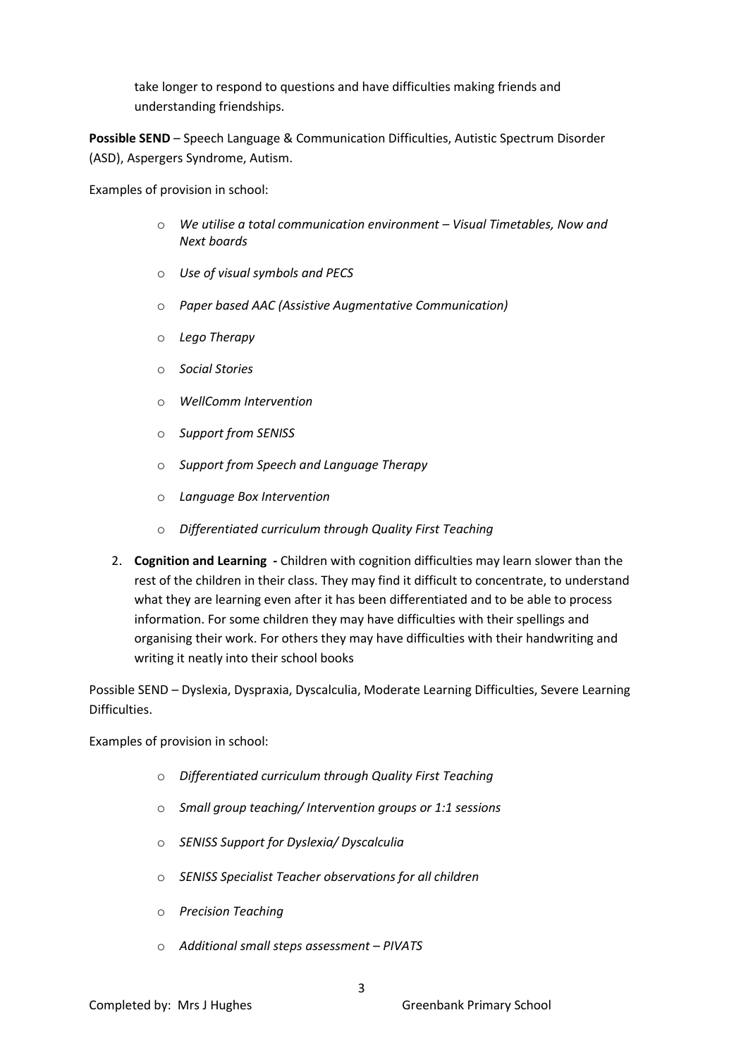take longer to respond to questions and have difficulties making friends and understanding friendships.

**Possible SEND** – Speech Language & Communication Difficulties, Autistic Spectrum Disorder (ASD), Aspergers Syndrome, Autism.

Examples of provision in school:

- *We utilise a total communication environment – Visual Timetables, Now and Next boards*
- *Use of visual symbols and PECS*
- *Paper based AAC (Assistive Augmentative Communication)*
- *Lego Therapy*
- *Social Stories*
- *WellComm Intervention*
- *Support from SENISS*
- *Support from Speech and Language Therapy*
- *Language Box Intervention*
- *Differentiated curriculum through Quality First Teaching*

2. **Cognition and Learning -** Children with cognition difficulties may learn slower than the rest of the children in their class. They may find it difficult to concentrate, to understand what they are learning even after it has been differentiated and to be able to process information. For some children they may have difficulties with their spellings and organising their work. For others they may have difficulties with their handwriting and writing it neatly into their school books

Possible SEND – Dyslexia, Dyspraxia, Dyscalculia, Moderate Learning Difficulties, Severe Learning Difficulties.

Examples of provision in school:

- *Differentiated curriculum through Quality First Teaching*
- *Small group teaching/ Intervention groups or 1:1 sessions*
- *SENISS Support for Dyslexia/ Dyscalculia*
- *SENISS Specialist Teacher observations for all children*
- *Precision Teaching*
- *Additional small steps assessment – PIVATS*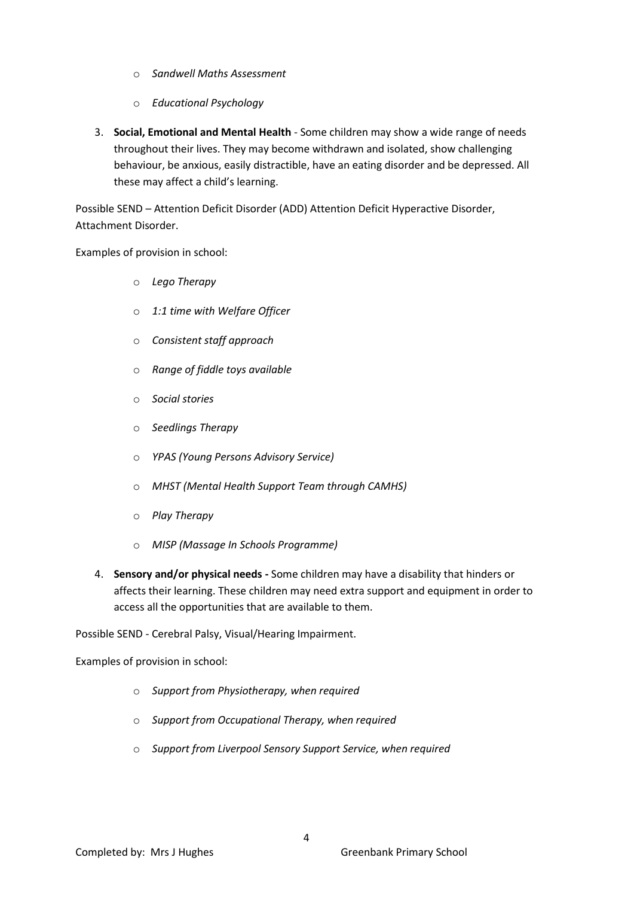- *Sandwell Maths Assessment*
- *Educational Psychology*

3. **Social, Emotional and Mental Health** - Some children may show a wide range of needs throughout their lives. They may become withdrawn and isolated, show challenging behaviour, be anxious, easily distractible, have an eating disorder and be depressed. All these may affect a child's learning.

Possible SEND – Attention Deficit Disorder (ADD) Attention Deficit Hyperactive Disorder, Attachment Disorder.

Examples of provision in school:

- *Lego Therapy*
- *1:1 time with Welfare Officer*
- *Consistent staff approach*
- *Range of fiddle toys available*
- *Social stories*
- *Seedlings Therapy*
- *YPAS (Young Persons Advisory Service)*
- *MHST (Mental Health Support Team through CAMHS)*
- *Play Therapy*
- *MISP (Massage In Schools Programme)*

4. **Sensory and/or physical needs -** Some children may have a disability that hinders or affects their learning. These children may need extra support and equipment in order to access all the opportunities that are available to them.

Possible SEND - Cerebral Palsy, Visual/Hearing Impairment.

Examples of provision in school:

- *Support from Physiotherapy, when required*
- *Support from Occupational Therapy, when required*
- *Support from Liverpool Sensory Support Service, when required*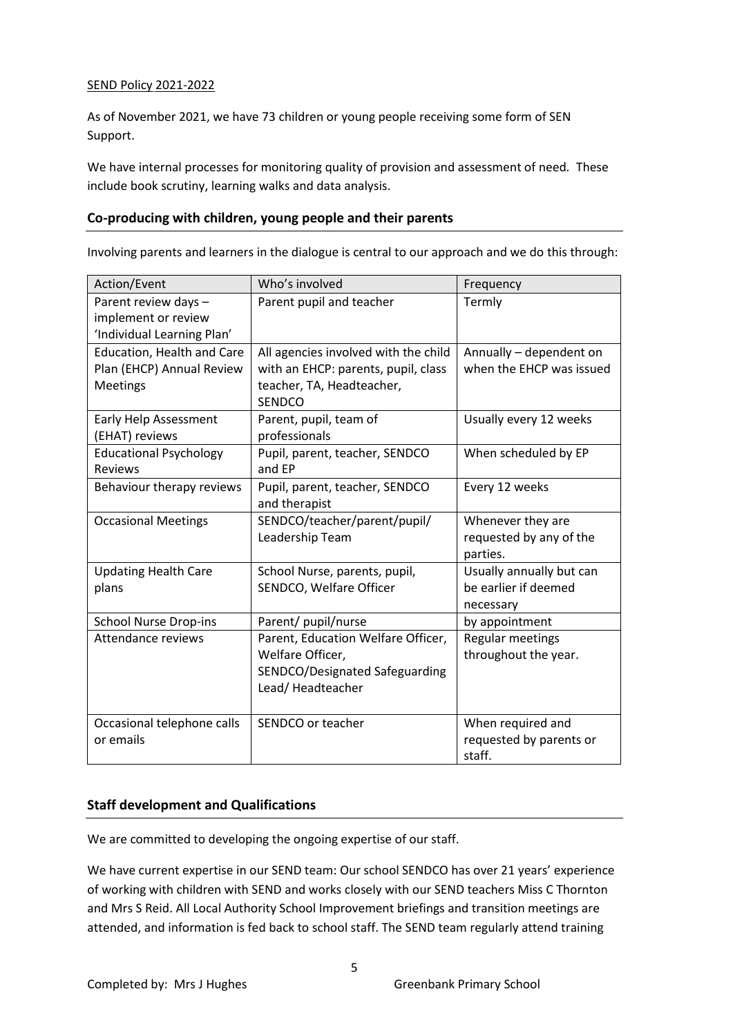SEND Policy 2021-2022

As of November 2021, we have 73 children or young people receiving some form of SEN Support.

We have internal processes for monitoring quality of provision and assessment of need. These include book scrutiny, learning walks and data analysis.

## Co-producing with children, young people and their parents

Involving parents and learners in the dialogue is central to our approach and we do this through:

| Action/Event | Who's involved | Frequency |
|---|---|---|
| Parent review days – implement or review 'Individual Learning Plan' | Parent pupil and teacher | Termly |
| Education, Health and Care Plan (EHCP) Annual Review Meetings | All agencies involved with the child with an EHCP: parents, pupil, class teacher, TA, Headteacher, SENDCO | Annually – dependent on when the EHCP was issued |
| Early Help Assessment (EHAT) reviews | Parent, pupil, team of professionals | Usually every 12 weeks |
| Educational Psychology Reviews | Pupil, parent, teacher, SENDCO and EP | When scheduled by EP |
| Behaviour therapy reviews | Pupil, parent, teacher, SENDCO and therapist | Every 12 weeks |
| Occasional Meetings | SENDCO/teacher/parent/pupil/ Leadership Team | Whenever they are requested by any of the parties. |
| Updating Health Care plans | School Nurse, parents, pupil, SENDCO, Welfare Officer | Usually annually but can be earlier if deemed necessary |
| School Nurse Drop-ins | Parent/ pupil/nurse | by appointment |
| Attendance reviews | Parent, Education Welfare Officer, Welfare Officer, SENDCO/Designated Safeguarding Lead/ Headteacher | Regular meetings throughout the year. |
| Occasional telephone calls or emails | SENDCO or teacher | When required and requested by parents or staff. |

## Staff development and Qualifications

We are committed to developing the ongoing expertise of our staff.

We have current expertise in our SEND team: Our school SENDCO has over 21 years' experience of working with children with SEND and works closely with our SEND teachers Miss C Thornton and Mrs S Reid. All Local Authority School Improvement briefings and transition meetings are attended, and information is fed back to school staff. The SEND team regularly attend training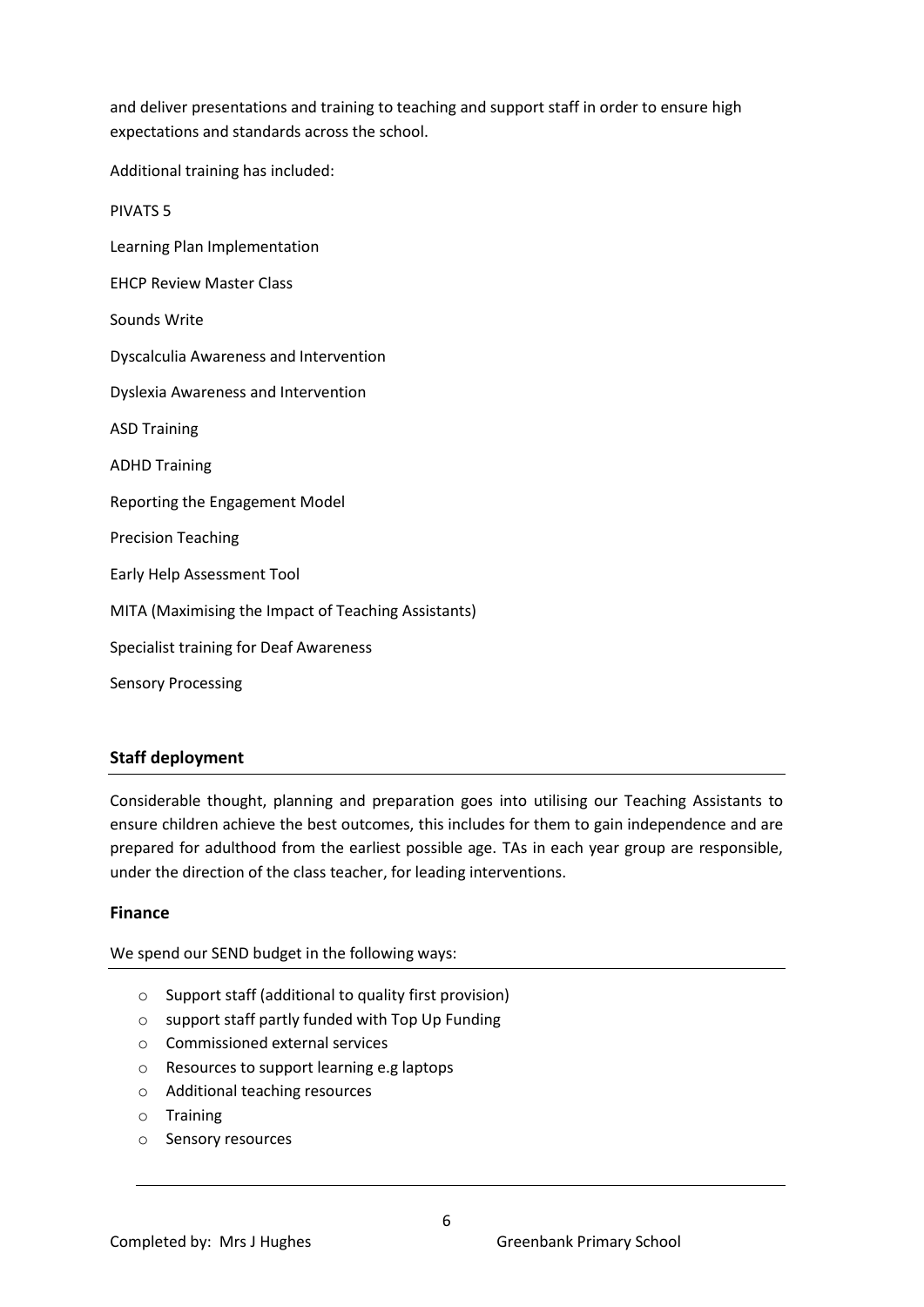and deliver presentations and training to teaching and support staff in order to ensure high expectations and standards across the school.

Additional training has included:

PIVATS 5

Learning Plan Implementation

EHCP Review Master Class

Sounds Write

Dyscalculia Awareness and Intervention

Dyslexia Awareness and Intervention

ASD Training

ADHD Training

Reporting the Engagement Model

Precision Teaching

Early Help Assessment Tool

MITA (Maximising the Impact of Teaching Assistants)

Specialist training for Deaf Awareness

Sensory Processing

## Staff deployment

Considerable thought, planning and preparation goes into utilising our Teaching Assistants to ensure children achieve the best outcomes, this includes for them to gain independence and are prepared for adulthood from the earliest possible age. TAs in each year group are responsible, under the direction of the class teacher, for leading interventions.

## Finance

We spend our SEND budget in the following ways:

- Support staff (additional to quality first provision)
- support staff partly funded with Top Up Funding
- Commissioned external services
- Resources to support learning e.g laptops
- Additional teaching resources
- Training
- Sensory resources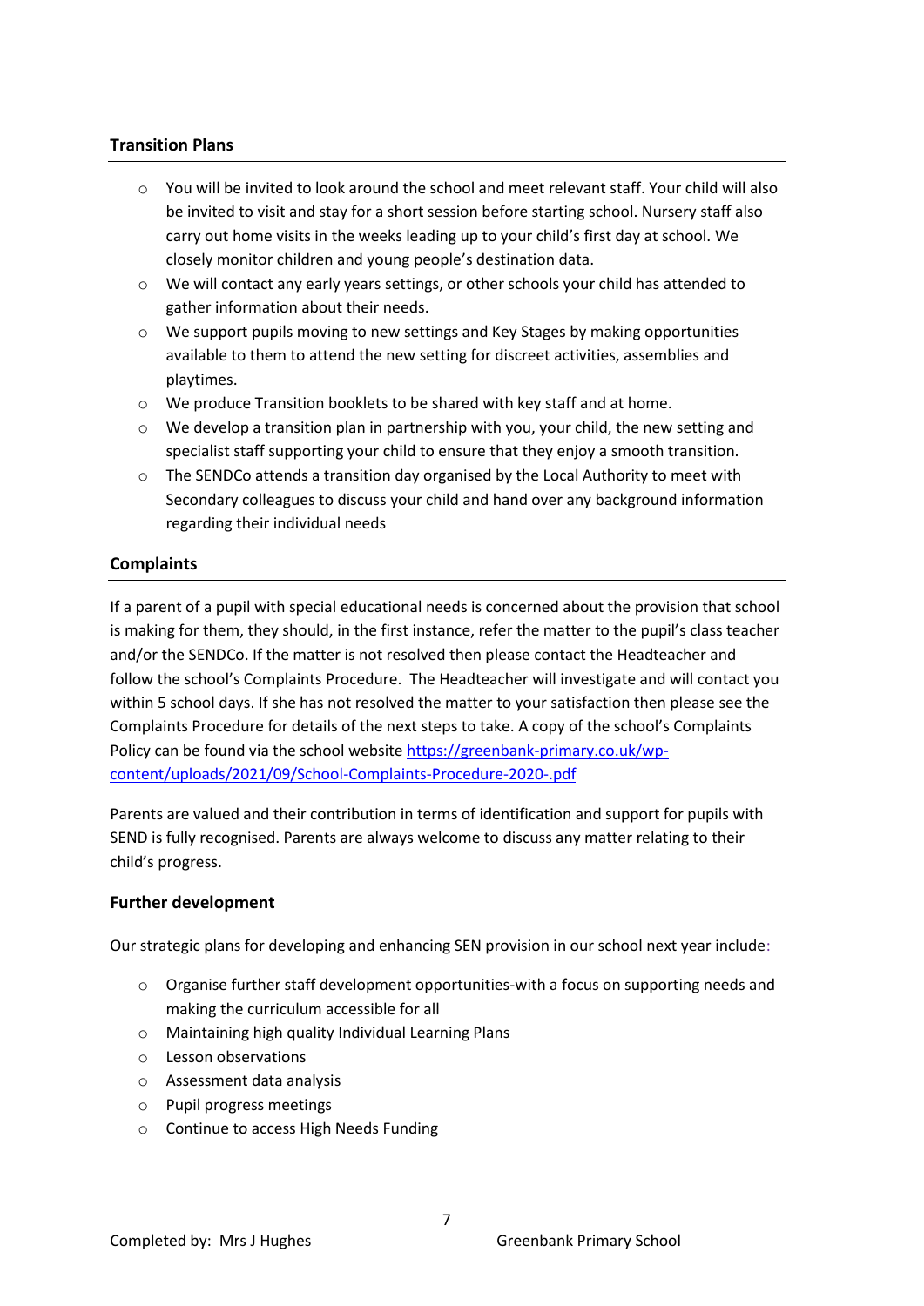### Transition Plans

- You will be invited to look around the school and meet relevant staff. Your child will also be invited to visit and stay for a short session before starting school. Nursery staff also carry out home visits in the weeks leading up to your child's first day at school. We closely monitor children and young people's destination data.
- We will contact any early years settings, or other schools your child has attended to gather information about their needs.
- We support pupils moving to new settings and Key Stages by making opportunities available to them to attend the new setting for discreet activities, assemblies and playtimes.
- We produce Transition booklets to be shared with key staff and at home.
- We develop a transition plan in partnership with you, your child, the new setting and specialist staff supporting your child to ensure that they enjoy a smooth transition.
- The SENDCo attends a transition day organised by the Local Authority to meet with Secondary colleagues to discuss your child and hand over any background information regarding their individual needs

### Complaints

If a parent of a pupil with special educational needs is concerned about the provision that school is making for them, they should, in the first instance, refer the matter to the pupil's class teacher and/or the SENDCo. If the matter is not resolved then please contact the Headteacher and follow the school's Complaints Procedure. The Headteacher will investigate and will contact you within 5 school days. If she has not resolved the matter to your satisfaction then please see the Complaints Procedure for details of the next steps to take. A copy of the school's Complaints Policy can be found via the school website [https://greenbank-primary.co.uk/wp-content/uploads/2021/09/School-Complaints-Procedure-2020-.pdf](https://greenbank-primary.co.uk/wp-content/uploads/2021/09/School-Complaints-Procedure-2020-.pdf)

Parents are valued and their contribution in terms of identification and support for pupils with SEND is fully recognised. Parents are always welcome to discuss any matter relating to their child's progress.

### Further development

Our strategic plans for developing and enhancing SEN provision in our school next year include:

- Organise further staff development opportunities-with a focus on supporting needs and making the curriculum accessible for all
- Maintaining high quality Individual Learning Plans
- Lesson observations
- Assessment data analysis
- Pupil progress meetings
- Continue to access High Needs Funding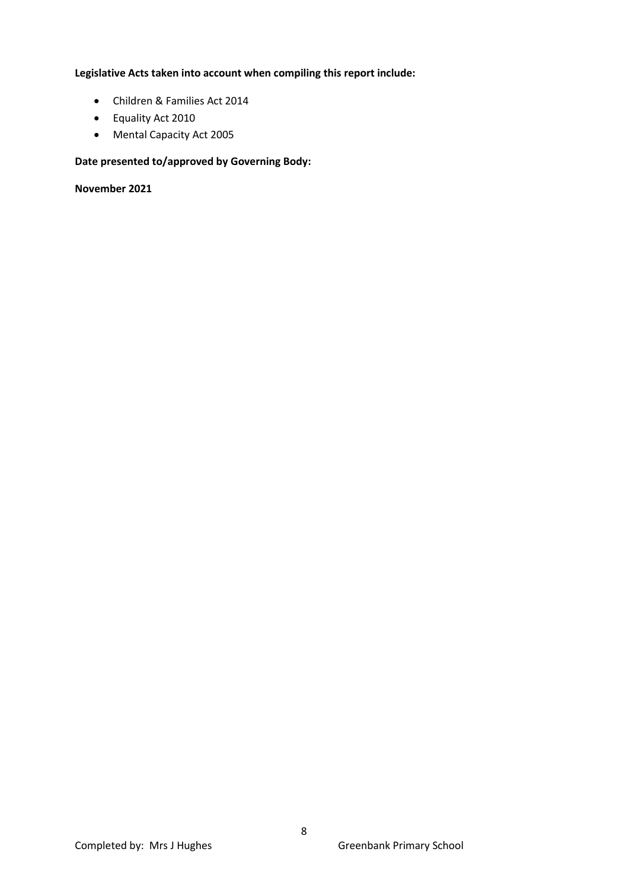**Legislative Acts taken into account when compiling this report include:**

- Children & Families Act 2014
- Equality Act 2010
- Mental Capacity Act 2005

**Date presented to/approved by Governing Body:**

**November 2021**